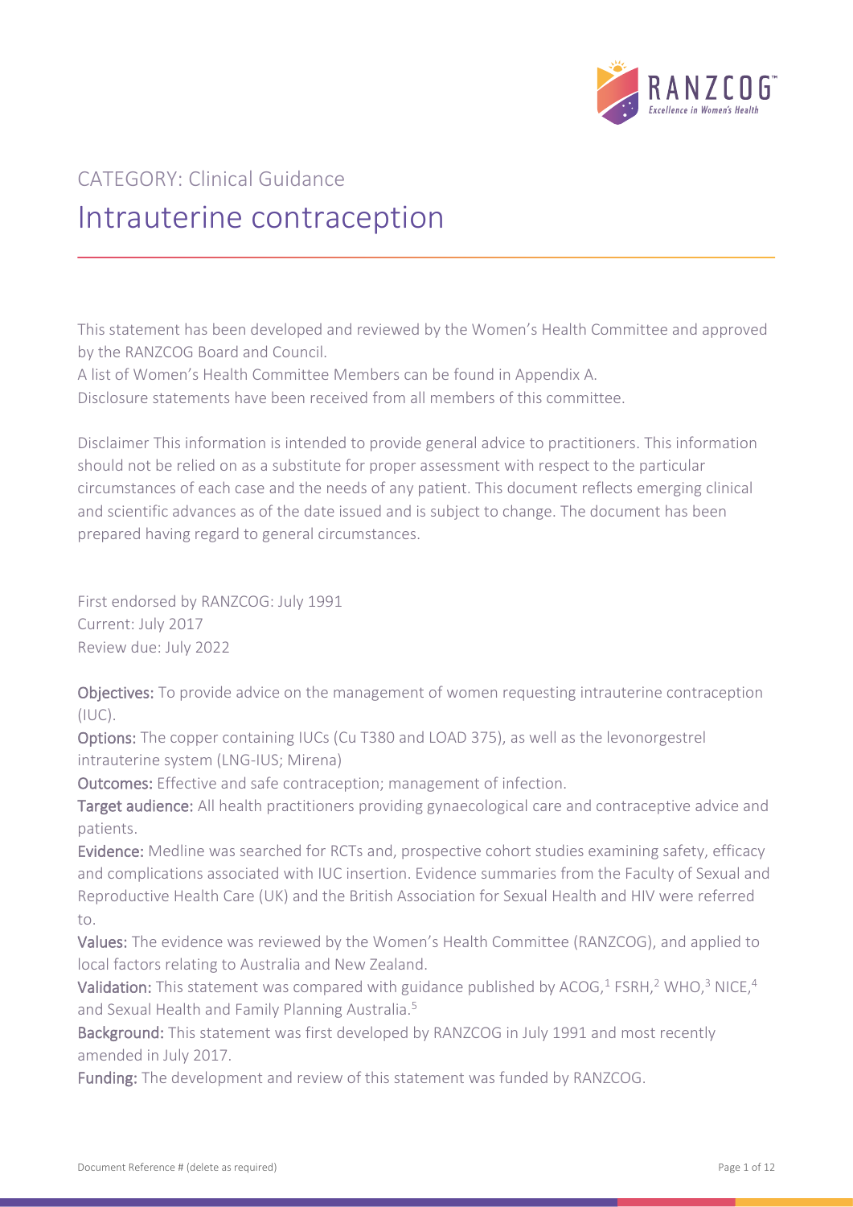CATEGORY: Clinical Guidance

# Intrauterine contraception

This statement has been developed and reviewed by the Women's Health Committee and approved by the RANZCOG Board and Council.
A list of Women's Health Committee Members can be found in Appendix A.
Disclosure statements have been received from all members of this committee.

Disclaimer This information is intended to provide general advice to practitioners. This information should not be relied on as a substitute for proper assessment with respect to the particular circumstances of each case and the needs of any patient. This document reflects emerging clinical and scientific advances as of the date issued and is subject to change. The document has been prepared having regard to general circumstances.

First endorsed by RANZCOG: July 1991
Current: July 2017
Review due: July 2022

**Objectives:** To provide advice on the management of women requesting intrauterine contraception (IUC).

**Options:** The copper containing IUCs (Cu T380 and LOAD 375), as well as the levonorgestrel intrauterine system (LNG-IUS; Mirena)

**Outcomes:** Effective and safe contraception; management of infection.

**Target audience:** All health practitioners providing gynaecological care and contraceptive advice and patients.

**Evidence:** Medline was searched for RCTs and, prospective cohort studies examining safety, efficacy and complications associated with IUC insertion. Evidence summaries from the Faculty of Sexual and Reproductive Health Care (UK) and the British Association for Sexual Health and HIV were referred to.

**Values:** The evidence was reviewed by the Women's Health Committee (RANZCOG), and applied to local factors relating to Australia and New Zealand.

**Validation:** This statement was compared with guidance published by ACOG,[1] FSRH,[2] WHO,[3] NICE,[4] and Sexual Health and Family Planning Australia.[5]

**Background:** This statement was first developed by RANZCOG in July 1991 and most recently amended in July 2017.

**Funding:** The development and review of this statement was funded by RANZCOG.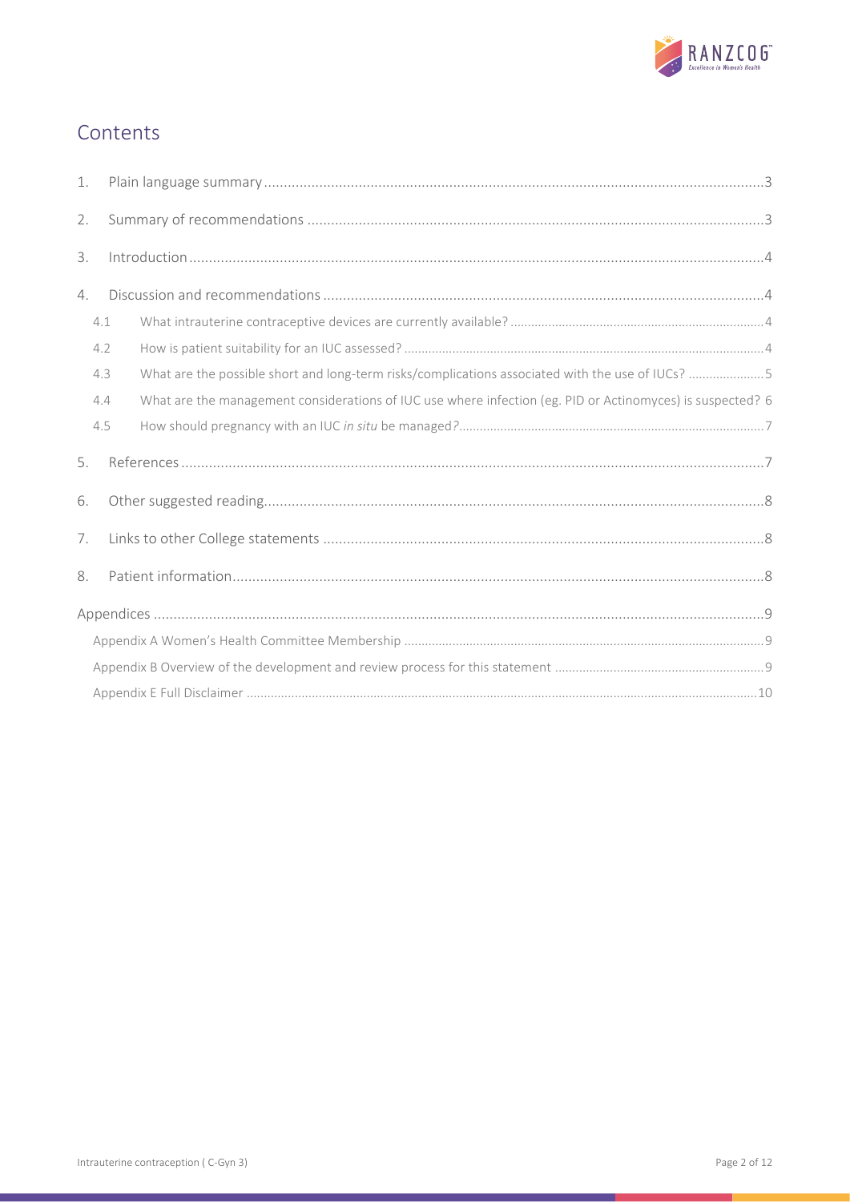## Contents

1. Plain language summary .......... 3
2. Summary of recommendations .......... 3
3. Introduction .......... 4
4. Discussion and recommendations .......... 4
   - 4.1 What intrauterine contraceptive devices are currently available? .......... 4
   - 4.2 How is patient suitability for an IUC assessed? .......... 4
   - 4.3 What are the possible short and long-term risks/complications associated with the use of IUCs? .......... 5
   - 4.4 What are the management considerations of IUC use where infection (eg. PID or Actinomyces) is suspected? 6
   - 4.5 How should pregnancy with an IUC *in situ* be managed? .......... 7
5. References .......... 7
6. Other suggested reading .......... 8
7. Links to other College statements .......... 8
8. Patient information .......... 8

Appendices .......... 9

- Appendix A Women's Health Committee Membership .......... 9
- Appendix B Overview of the development and review process for this statement .......... 9
- Appendix E Full Disclaimer .......... 10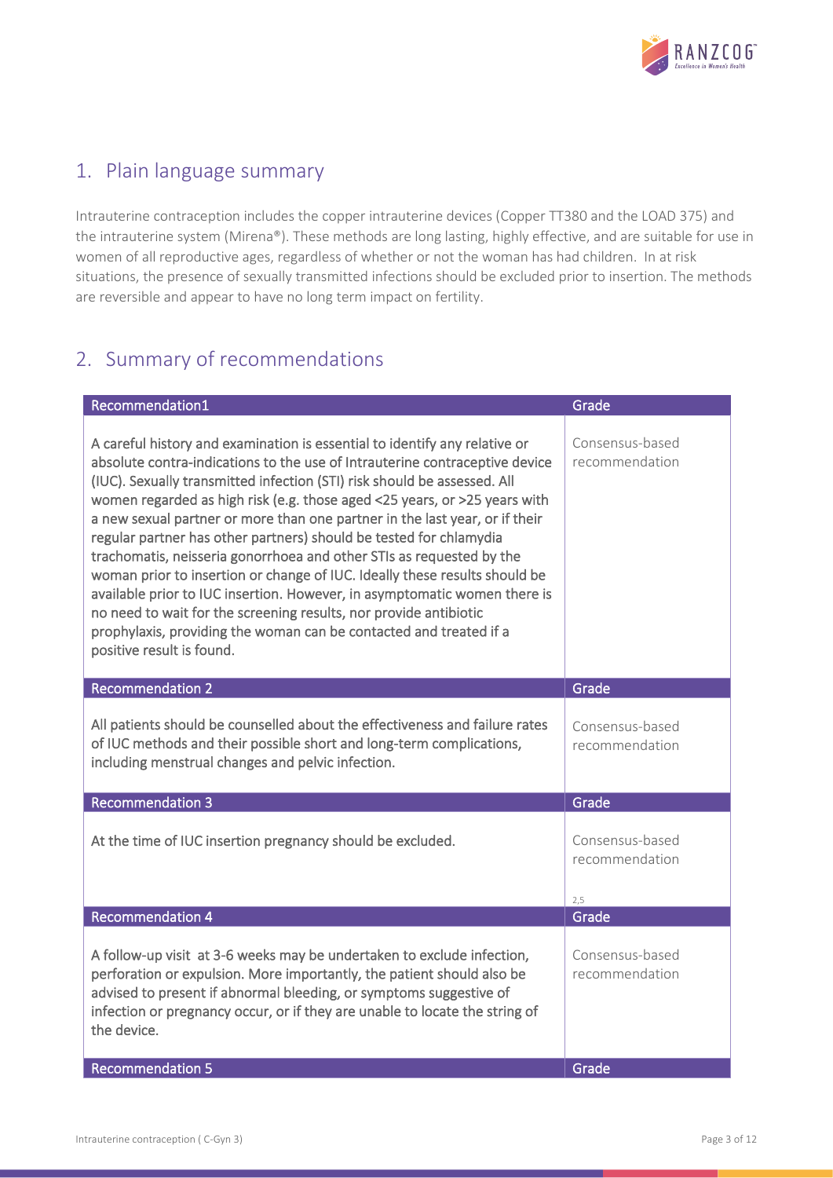## 1. Plain language summary

Intrauterine contraception includes the copper intrauterine devices (Copper TT380 and the LOAD 375) and the intrauterine system (Mirena®). These methods are long lasting, highly effective, and are suitable for use in women of all reproductive ages, regardless of whether or not the woman has had children. In at risk situations, the presence of sexually transmitted infections should be excluded prior to insertion. The methods are reversible and appear to have no long term impact on fertility.

## 2. Summary of recommendations

| Recommendation1 | Grade |
|---|---|
| A careful history and examination is essential to identify any relative or absolute contra-indications to the use of Intrauterine contraceptive device (IUC). Sexually transmitted infection (STI) risk should be assessed. All women regarded as high risk (e.g. those aged <25 years, or >25 years with a new sexual partner or more than one partner in the last year, or if their regular partner has other partners) should be tested for chlamydia trachomatis, neisseria gonorrhoea and other STIs as requested by the woman prior to insertion or change of IUC. Ideally these results should be available prior to IUC insertion. However, in asymptomatic women there is no need to wait for the screening results, nor provide antibiotic prophylaxis, providing the woman can be contacted and treated if a positive result is found. | Consensus-based recommendation |

| Recommendation 2 | Grade |
|---|---|
| All patients should be counselled about the effectiveness and failure rates of IUC methods and their possible short and long-term complications, including menstrual changes and pelvic infection. | Consensus-based recommendation |

| Recommendation 3 | Grade |
|---|---|
| At the time of IUC insertion pregnancy should be excluded. | Consensus-based recommendation [2,5] |

| Recommendation 4 | Grade |
|---|---|
| A follow-up visit at 3-6 weeks may be undertaken to exclude infection, perforation or expulsion. More importantly, the patient should also be advised to present if abnormal bleeding, or symptoms suggestive of infection or pregnancy occur, or if they are unable to locate the string of the device. | Consensus-based recommendation |

| Recommendation 5 | Grade |
|---|---|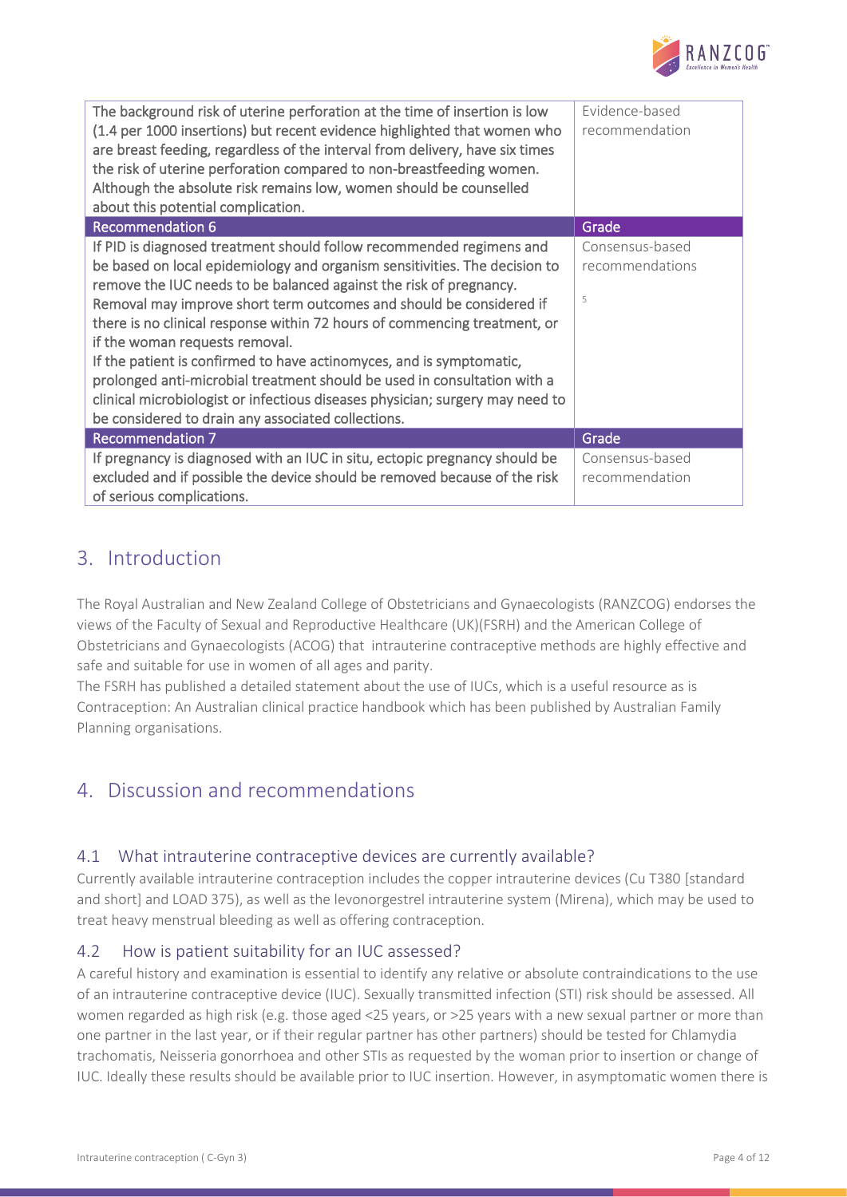| | |
|---|---|
| The background risk of uterine perforation at the time of insertion is low (1.4 per 1000 insertions) but recent evidence highlighted that women who are breast feeding, regardless of the interval from delivery, have six times the risk of uterine perforation compared to non-breastfeeding women. Although the absolute risk remains low, women should be counselled about this potential complication. | Evidence-based recommendation |
| **Recommendation 6** | **Grade** |
| If PID is diagnosed treatment should follow recommended regimens and be based on local epidemiology and organism sensitivities. The decision to remove the IUC needs to be balanced against the risk of pregnancy. Removal may improve short term outcomes and should be considered if there is no clinical response within 72 hours of commencing treatment, or if the woman requests removal. If the patient is confirmed to have actinomyces, and is symptomatic, prolonged anti-microbial treatment should be used in consultation with a clinical microbiologist or infectious diseases physician; surgery may need to be considered to drain any associated collections. | Consensus-based recommendations [5] |
| **Recommendation 7** | **Grade** |
| If pregnancy is diagnosed with an IUC in situ, ectopic pregnancy should be excluded and if possible the device should be removed because of the risk of serious complications. | Consensus-based recommendation |

## 3. Introduction

The Royal Australian and New Zealand College of Obstetricians and Gynaecologists (RANZCOG) endorses the views of the Faculty of Sexual and Reproductive Healthcare (UK)(FSRH) and the American College of Obstetricians and Gynaecologists (ACOG) that intrauterine contraceptive methods are highly effective and safe and suitable for use in women of all ages and parity.

The FSRH has published a detailed statement about the use of IUCs, which is a useful resource as is Contraception: An Australian clinical practice handbook which has been published by Australian Family Planning organisations.

## 4. Discussion and recommendations

### 4.1 What intrauterine contraceptive devices are currently available?

Currently available intrauterine contraception includes the copper intrauterine devices (Cu T380 [standard and short] and LOAD 375), as well as the levonorgestrel intrauterine system (Mirena), which may be used to treat heavy menstrual bleeding as well as offering contraception.

### 4.2 How is patient suitability for an IUC assessed?

A careful history and examination is essential to identify any relative or absolute contraindications to the use of an intrauterine contraceptive device (IUC). Sexually transmitted infection (STI) risk should be assessed. All women regarded as high risk (e.g. those aged <25 years, or >25 years with a new sexual partner or more than one partner in the last year, or if their regular partner has other partners) should be tested for Chlamydia trachomatis, Neisseria gonorrhoea and other STIs as requested by the woman prior to insertion or change of IUC. Ideally these results should be available prior to IUC insertion. However, in asymptomatic women there is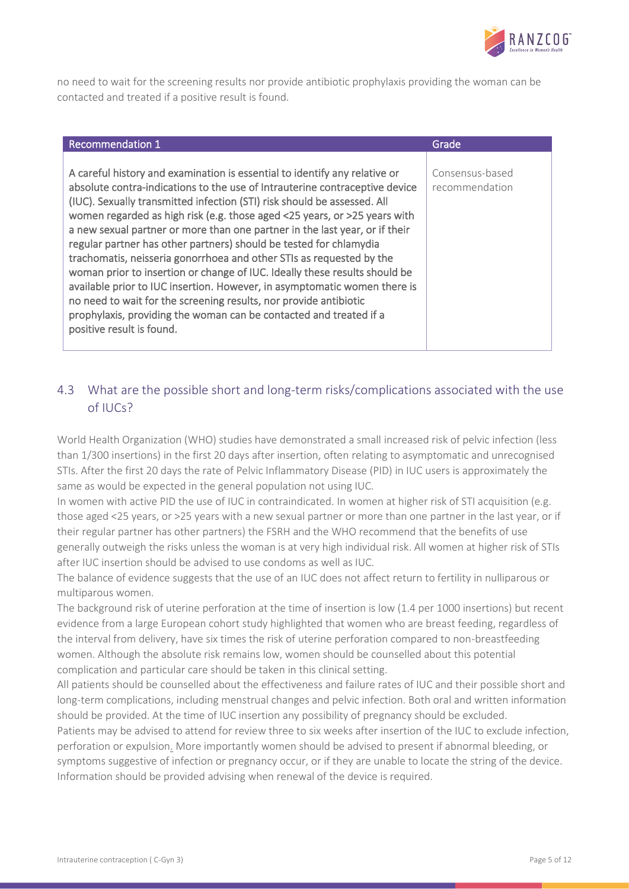no need to wait for the screening results nor provide antibiotic prophylaxis providing the woman can be contacted and treated if a positive result is found.

| Recommendation 1 | Grade |
| --- | --- |
| A careful history and examination is essential to identify any relative or absolute contra-indications to the use of Intrauterine contraceptive device (IUC). Sexually transmitted infection (STI) risk should be assessed. All women regarded as high risk (e.g. those aged <25 years, or >25 years with a new sexual partner or more than one partner in the last year, or if their regular partner has other partners) should be tested for chlamydia trachomatis, neisseria gonorrhoea and other STIs as requested by the woman prior to insertion or change of IUC. Ideally these results should be available prior to IUC insertion. However, in asymptomatic women there is no need to wait for the screening results, nor provide antibiotic prophylaxis, providing the woman can be contacted and treated if a positive result is found. | Consensus-based recommendation |

## 4.3 What are the possible short and long-term risks/complications associated with the use of IUCs?

World Health Organization (WHO) studies have demonstrated a small increased risk of pelvic infection (less than 1/300 insertions) in the first 20 days after insertion, often relating to asymptomatic and unrecognised STIs. After the first 20 days the rate of Pelvic Inflammatory Disease (PID) in IUC users is approximately the same as would be expected in the general population not using IUC.

In women with active PID the use of IUC in contraindicated. In women at higher risk of STI acquisition (e.g. those aged <25 years, or >25 years with a new sexual partner or more than one partner in the last year, or if their regular partner has other partners) the FSRH and the WHO recommend that the benefits of use generally outweigh the risks unless the woman is at very high individual risk. All women at higher risk of STIs after IUC insertion should be advised to use condoms as well as IUC.

The balance of evidence suggests that the use of an IUC does not affect return to fertility in nulliparous or multiparous women.

The background risk of uterine perforation at the time of insertion is low (1.4 per 1000 insertions) but recent evidence from a large European cohort study highlighted that women who are breast feeding, regardless of the interval from delivery, have six times the risk of uterine perforation compared to non-breastfeeding women. Although the absolute risk remains low, women should be counselled about this potential complication and particular care should be taken in this clinical setting.

All patients should be counselled about the effectiveness and failure rates of IUC and their possible short and long-term complications, including menstrual changes and pelvic infection. Both oral and written information should be provided. At the time of IUC insertion any possibility of pregnancy should be excluded.

Patients may be advised to attend for review three to six weeks after insertion of the IUC to exclude infection, perforation or expulsion. More importantly women should be advised to present if abnormal bleeding, or symptoms suggestive of infection or pregnancy occur, or if they are unable to locate the string of the device. Information should be provided advising when renewal of the device is required.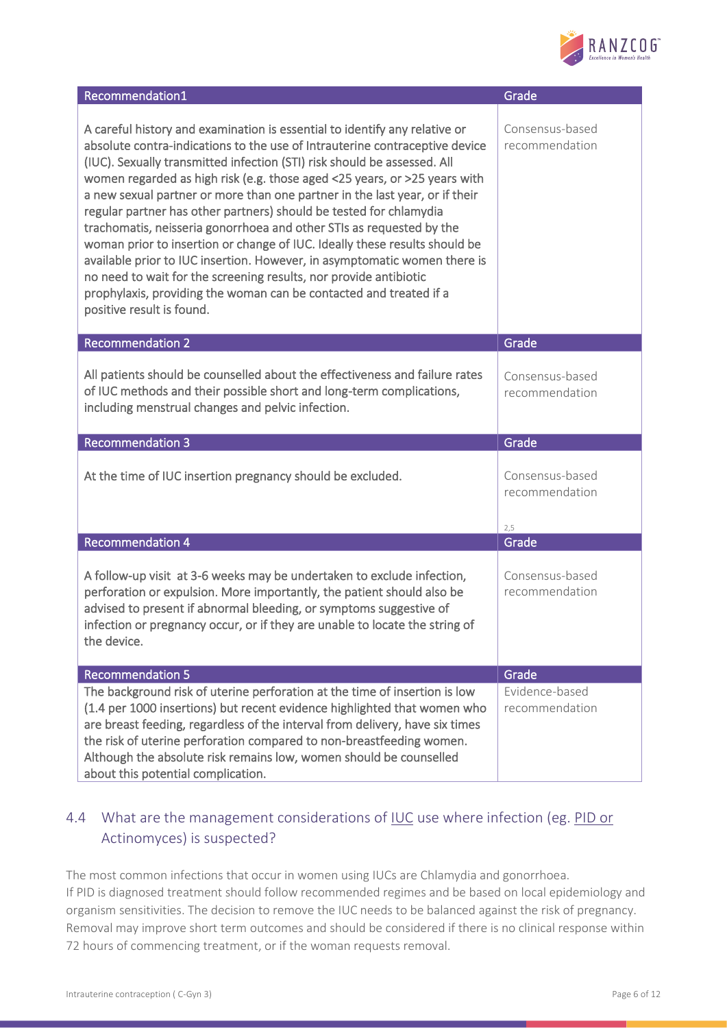| Recommendation1 | Grade |
|---|---|
| A careful history and examination is essential to identify any relative or absolute contra-indications to the use of Intrauterine contraceptive device (IUC). Sexually transmitted infection (STI) risk should be assessed. All women regarded as high risk (e.g. those aged <25 years, or >25 years with a new sexual partner or more than one partner in the last year, or if their regular partner has other partners) should be tested for chlamydia trachomatis, neisseria gonorrhoea and other STIs as requested by the woman prior to insertion or change of IUC. Ideally these results should be available prior to IUC insertion. However, in asymptomatic women there is no need to wait for the screening results, nor provide antibiotic prophylaxis, providing the woman can be contacted and treated if a positive result is found. | Consensus-based recommendation |

| Recommendation 2 | Grade |
|---|---|
| All patients should be counselled about the effectiveness and failure rates of IUC methods and their possible short and long-term complications, including menstrual changes and pelvic infection. | Consensus-based recommendation |

| Recommendation 3 | Grade |
|---|---|
| At the time of IUC insertion pregnancy should be excluded. | Consensus-based recommendation [2,5] |

| Recommendation 4 | Grade |
|---|---|
| A follow-up visit at 3-6 weeks may be undertaken to exclude infection, perforation or expulsion. More importantly, the patient should also be advised to present if abnormal bleeding, or symptoms suggestive of infection or pregnancy occur, or if they are unable to locate the string of the device. | Consensus-based recommendation |

| Recommendation 5 | Grade |
|---|---|
| The background risk of uterine perforation at the time of insertion is low (1.4 per 1000 insertions) but recent evidence highlighted that women who are breast feeding, regardless of the interval from delivery, have six times the risk of uterine perforation compared to non-breastfeeding women. Although the absolute risk remains low, women should be counselled about this potential complication. | Evidence-based recommendation |

## 4.4 What are the management considerations of IUC use where infection (eg. PID or Actinomyces) is suspected?

The most common infections that occur in women using IUCs are Chlamydia and gonorrhoea.
If PID is diagnosed treatment should follow recommended regimes and be based on local epidemiology and organism sensitivities. The decision to remove the IUC needs to be balanced against the risk of pregnancy. Removal may improve short term outcomes and should be considered if there is no clinical response within 72 hours of commencing treatment, or if the woman requests removal.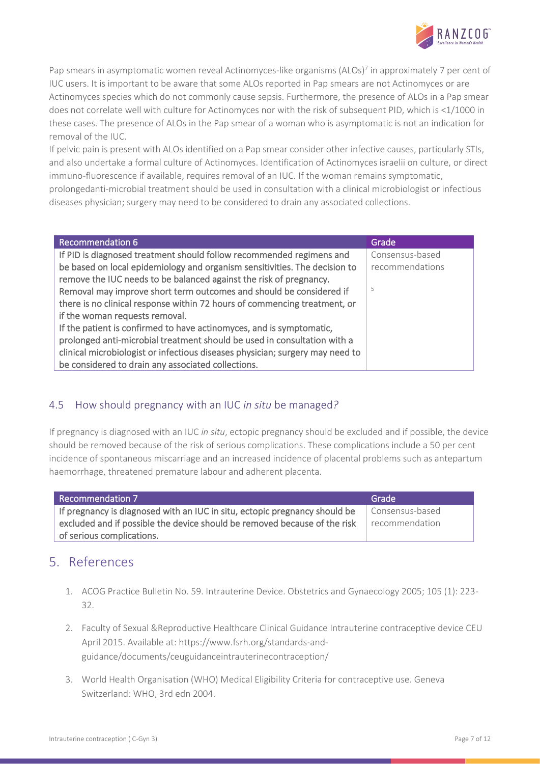Pap smears in asymptomatic women reveal Actinomyces-like organisms (ALOs)[7] in approximately 7 per cent of IUC users. It is important to be aware that some ALOs reported in Pap smears are not Actinomyces or are Actinomyces species which do not commonly cause sepsis. Furthermore, the presence of ALOs in a Pap smear does not correlate well with culture for Actinomyces nor with the risk of subsequent PID, which is <1/1000 in these cases. The presence of ALOs in the Pap smear of a woman who is asymptomatic is not an indication for removal of the IUC.

If pelvic pain is present with ALOs identified on a Pap smear consider other infective causes, particularly STIs, and also undertake a formal culture of Actinomyces. Identification of Actinomyces israelii on culture, or direct immuno-fluorescence if available, requires removal of an IUC. If the woman remains symptomatic, prolongedanti-microbial treatment should be used in consultation with a clinical microbiologist or infectious diseases physician; surgery may need to be considered to drain any associated collections.

| Recommendation 6 | Grade |
| --- | --- |
| If PID is diagnosed treatment should follow recommended regimens and be based on local epidemiology and organism sensitivities. The decision to remove the IUC needs to be balanced against the risk of pregnancy. Removal may improve short term outcomes and should be considered if there is no clinical response within 72 hours of commencing treatment, or if the woman requests removal. If the patient is confirmed to have actinomyces, and is symptomatic, prolonged anti-microbial treatment should be used in consultation with a clinical microbiologist or infectious diseases physician; surgery may need to be considered to drain any associated collections. | Consensus-based recommendations [5] |

## 4.5 How should pregnancy with an IUC *in situ* be managed?

If pregnancy is diagnosed with an IUC *in situ*, ectopic pregnancy should be excluded and if possible, the device should be removed because of the risk of serious complications. These complications include a 50 per cent incidence of spontaneous miscarriage and an increased incidence of placental problems such as antepartum haemorrhage, threatened premature labour and adherent placenta.

| Recommendation 7 | Grade |
| --- | --- |
| If pregnancy is diagnosed with an IUC in situ, ectopic pregnancy should be excluded and if possible the device should be removed because of the risk of serious complications. | Consensus-based recommendation |

# 5. References

1. ACOG Practice Bulletin No. 59. Intrauterine Device. Obstetrics and Gynaecology 2005; 105 (1): 223-32.
2. Faculty of Sexual &Reproductive Healthcare Clinical Guidance Intrauterine contraceptive device CEU April 2015. Available at: https://www.fsrh.org/standards-and-guidance/documents/ceuguidanceintrauterinecontraception/
3. World Health Organisation (WHO) Medical Eligibility Criteria for contraceptive use. Geneva Switzerland: WHO, 3rd edn 2004.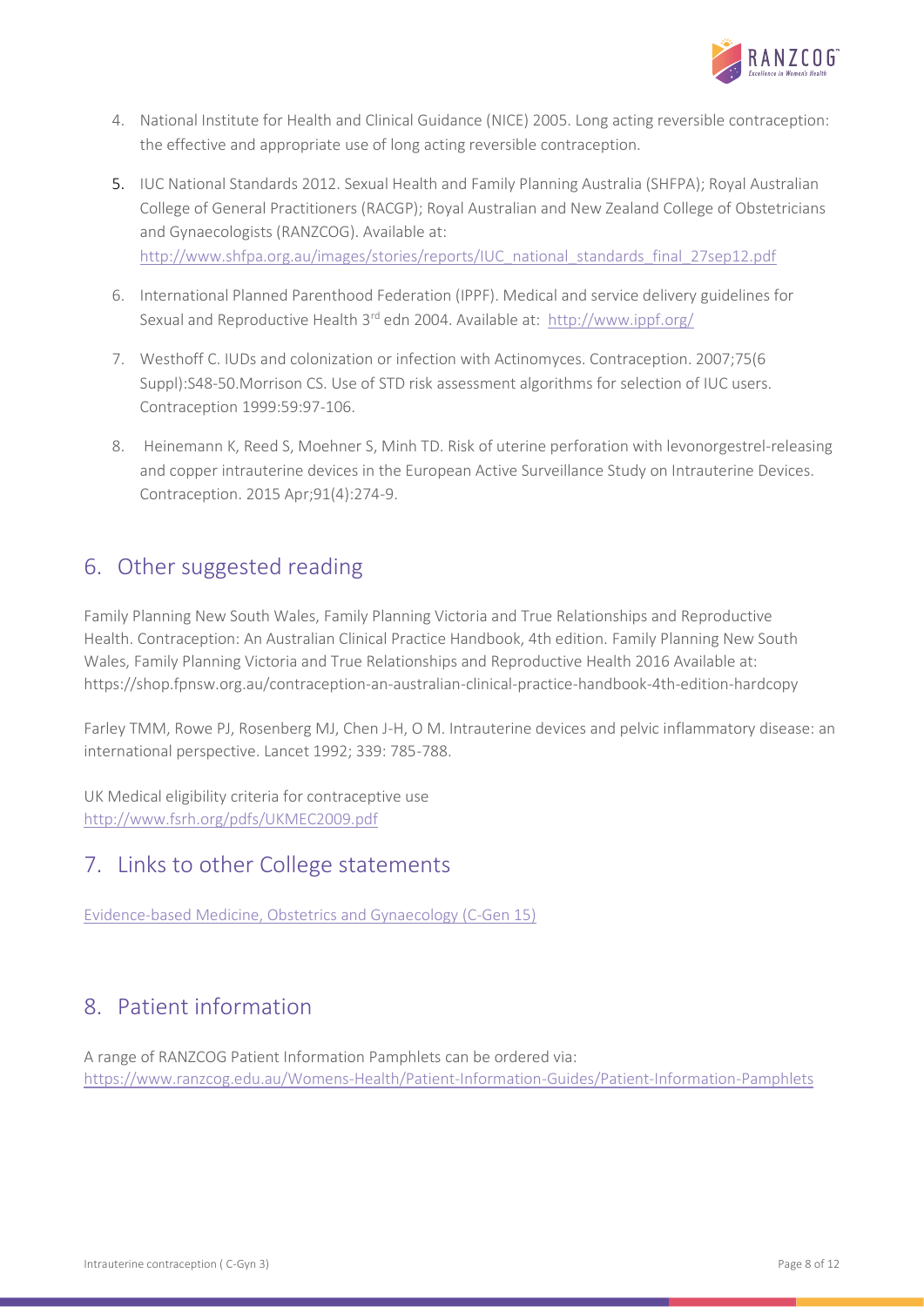4. National Institute for Health and Clinical Guidance (NICE) 2005. Long acting reversible contraception: the effective and appropriate use of long acting reversible contraception.

5. IUC National Standards 2012. Sexual Health and Family Planning Australia (SHFPA); Royal Australian College of General Practitioners (RACGP); Royal Australian and New Zealand College of Obstetricians and Gynaecologists (RANZCOG). Available at: http://www.shfpa.org.au/images/stories/reports/IUC_national_standards_final_27sep12.pdf

6. International Planned Parenthood Federation (IPPF). Medical and service delivery guidelines for Sexual and Reproductive Health 3rd edn 2004. Available at: http://www.ippf.org/

7. Westhoff C. IUDs and colonization or infection with Actinomyces. Contraception. 2007;75(6 Suppl):S48-50.Morrison CS. Use of STD risk assessment algorithms for selection of IUC users. Contraception 1999:59:97-106.

8. Heinemann K, Reed S, Moehner S, Minh TD. Risk of uterine perforation with levonorgestrel-releasing and copper intrauterine devices in the European Active Surveillance Study on Intrauterine Devices. Contraception. 2015 Apr;91(4):274-9.

## 6. Other suggested reading

Family Planning New South Wales, Family Planning Victoria and True Relationships and Reproductive Health. Contraception: An Australian Clinical Practice Handbook, 4th edition. Family Planning New South Wales, Family Planning Victoria and True Relationships and Reproductive Health 2016 Available at: https://shop.fpnsw.org.au/contraception-an-australian-clinical-practice-handbook-4th-edition-hardcopy

Farley TMM, Rowe PJ, Rosenberg MJ, Chen J-H, O M. Intrauterine devices and pelvic inflammatory disease: an international perspective. Lancet 1992; 339: 785-788.

UK Medical eligibility criteria for contraceptive use
http://www.fsrh.org/pdfs/UKMEC2009.pdf

## 7. Links to other College statements

Evidence-based Medicine, Obstetrics and Gynaecology (C-Gen 15)

## 8. Patient information

A range of RANZCOG Patient Information Pamphlets can be ordered via:
https://www.ranzcog.edu.au/Womens-Health/Patient-Information-Guides/Patient-Information-Pamphlets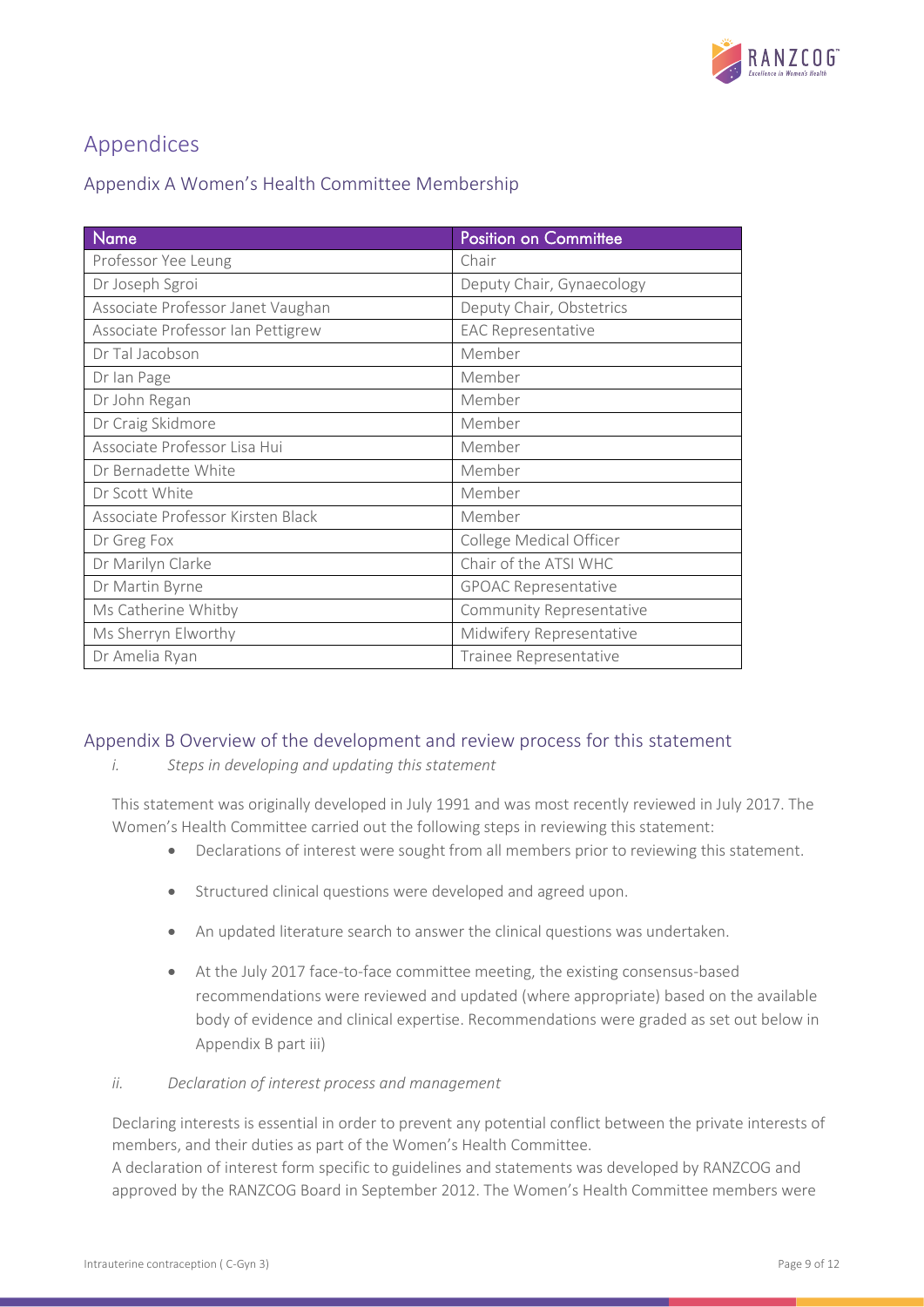# Appendices

## Appendix A Women's Health Committee Membership

| Name | Position on Committee |
| --- | --- |
| Professor Yee Leung | Chair |
| Dr Joseph Sgroi | Deputy Chair, Gynaecology |
| Associate Professor Janet Vaughan | Deputy Chair, Obstetrics |
| Associate Professor Ian Pettigrew | EAC Representative |
| Dr Tal Jacobson | Member |
| Dr Ian Page | Member |
| Dr John Regan | Member |
| Dr Craig Skidmore | Member |
| Associate Professor Lisa Hui | Member |
| Dr Bernadette White | Member |
| Dr Scott White | Member |
| Associate Professor Kirsten Black | Member |
| Dr Greg Fox | College Medical Officer |
| Dr Marilyn Clarke | Chair of the ATSI WHC |
| Dr Martin Byrne | GPOAC Representative |
| Ms Catherine Whitby | Community Representative |
| Ms Sherryn Elworthy | Midwifery Representative |
| Dr Amelia Ryan | Trainee Representative |

## Appendix B Overview of the development and review process for this statement

*i. Steps in developing and updating this statement*

This statement was originally developed in July 1991 and was most recently reviewed in July 2017. The Women's Health Committee carried out the following steps in reviewing this statement:

- Declarations of interest were sought from all members prior to reviewing this statement.
- Structured clinical questions were developed and agreed upon.
- An updated literature search to answer the clinical questions was undertaken.
- At the July 2017 face-to-face committee meeting, the existing consensus-based recommendations were reviewed and updated (where appropriate) based on the available body of evidence and clinical expertise. Recommendations were graded as set out below in Appendix B part iii)

*ii. Declaration of interest process and management*

Declaring interests is essential in order to prevent any potential conflict between the private interests of members, and their duties as part of the Women's Health Committee.
A declaration of interest form specific to guidelines and statements was developed by RANZCOG and approved by the RANZCOG Board in September 2012. The Women's Health Committee members were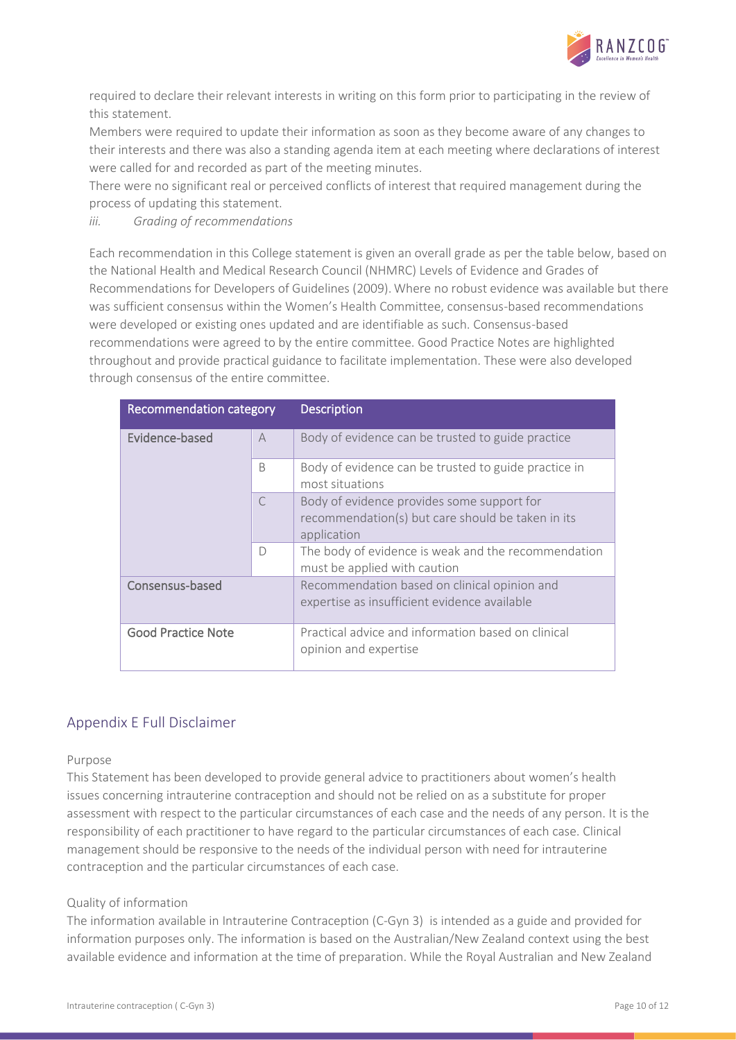required to declare their relevant interests in writing on this form prior to participating in the review of this statement.

Members were required to update their information as soon as they become aware of any changes to their interests and there was also a standing agenda item at each meeting where declarations of interest were called for and recorded as part of the meeting minutes.

There were no significant real or perceived conflicts of interest that required management during the process of updating this statement.

*iii. Grading of recommendations*

Each recommendation in this College statement is given an overall grade as per the table below, based on the National Health and Medical Research Council (NHMRC) Levels of Evidence and Grades of Recommendations for Developers of Guidelines (2009). Where no robust evidence was available but there was sufficient consensus within the Women's Health Committee, consensus-based recommendations were developed or existing ones updated and are identifiable as such. Consensus-based recommendations were agreed to by the entire committee. Good Practice Notes are highlighted throughout and provide practical guidance to facilitate implementation. These were also developed through consensus of the entire committee.

| Recommendation category | | Description |
|---|---|---|
| Evidence-based | A | Body of evidence can be trusted to guide practice |
| | B | Body of evidence can be trusted to guide practice in most situations |
| | C | Body of evidence provides some support for recommendation(s) but care should be taken in its application |
| | D | The body of evidence is weak and the recommendation must be applied with caution |
| Consensus-based | | Recommendation based on clinical opinion and expertise as insufficient evidence available |
| Good Practice Note | | Practical advice and information based on clinical opinion and expertise |

## Appendix E Full Disclaimer

### Purpose

This Statement has been developed to provide general advice to practitioners about women's health issues concerning intrauterine contraception and should not be relied on as a substitute for proper assessment with respect to the particular circumstances of each case and the needs of any person. It is the responsibility of each practitioner to have regard to the particular circumstances of each case. Clinical management should be responsive to the needs of the individual person with need for intrauterine contraception and the particular circumstances of each case.

### Quality of information

The information available in Intrauterine Contraception (C-Gyn 3) is intended as a guide and provided for information purposes only. The information is based on the Australian/New Zealand context using the best available evidence and information at the time of preparation. While the Royal Australian and New Zealand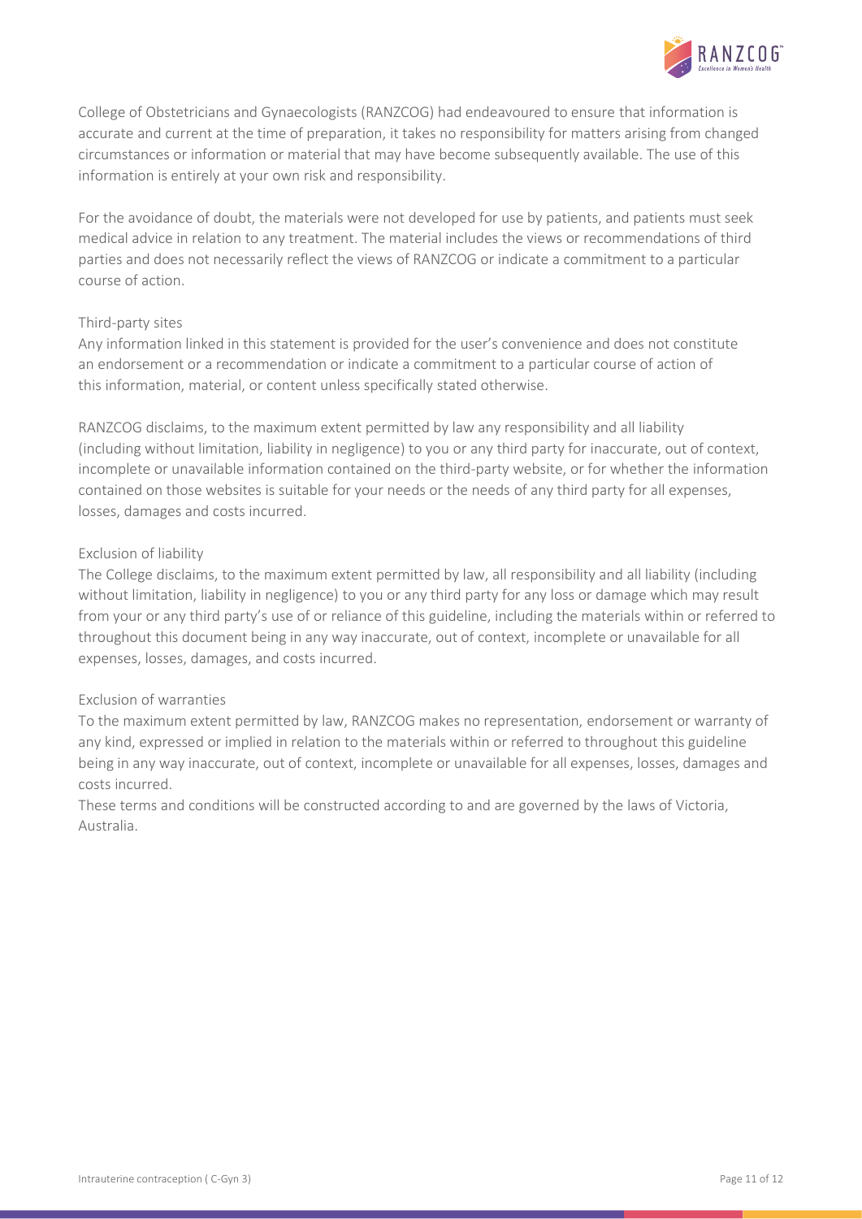College of Obstetricians and Gynaecologists (RANZCOG) had endeavoured to ensure that information is accurate and current at the time of preparation, it takes no responsibility for matters arising from changed circumstances or information or material that may have become subsequently available. The use of this information is entirely at your own risk and responsibility.

For the avoidance of doubt, the materials were not developed for use by patients, and patients must seek medical advice in relation to any treatment. The material includes the views or recommendations of third parties and does not necessarily reflect the views of RANZCOG or indicate a commitment to a particular course of action.

Third-party sites

Any information linked in this statement is provided for the user's convenience and does not constitute an endorsement or a recommendation or indicate a commitment to a particular course of action of this information, material, or content unless specifically stated otherwise.

RANZCOG disclaims, to the maximum extent permitted by law any responsibility and all liability (including without limitation, liability in negligence) to you or any third party for inaccurate, out of context, incomplete or unavailable information contained on the third-party website, or for whether the information contained on those websites is suitable for your needs or the needs of any third party for all expenses, losses, damages and costs incurred.

Exclusion of liability

The College disclaims, to the maximum extent permitted by law, all responsibility and all liability (including without limitation, liability in negligence) to you or any third party for any loss or damage which may result from your or any third party's use of or reliance of this guideline, including the materials within or referred to throughout this document being in any way inaccurate, out of context, incomplete or unavailable for all expenses, losses, damages, and costs incurred.

Exclusion of warranties

To the maximum extent permitted by law, RANZCOG makes no representation, endorsement or warranty of any kind, expressed or implied in relation to the materials within or referred to throughout this guideline being in any way inaccurate, out of context, incomplete or unavailable for all expenses, losses, damages and costs incurred.

These terms and conditions will be constructed according to and are governed by the laws of Victoria, Australia.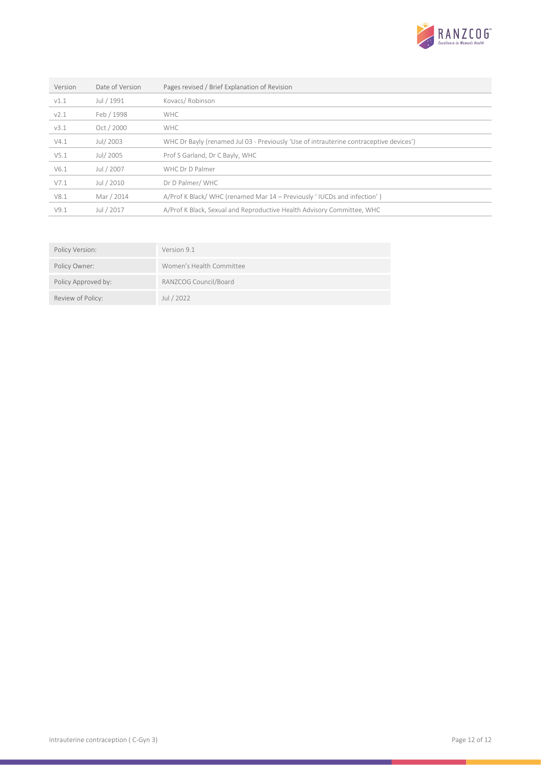| Version | Date of Version | Pages revised / Brief Explanation of Revision |
|---|---|---|
| v1.1 | Jul / 1991 | Kovacs/ Robinson |
| v2.1 | Feb / 1998 | WHC |
| v3.1 | Oct / 2000 | WHC |
| V4.1 | Jul/ 2003 | WHC Dr Bayly (renamed Jul 03 - Previously 'Use of intrauterine contraceptive devices') |
| V5.1 | Jul/ 2005 | Prof S Garland, Dr C Bayly, WHC |
| V6.1 | Jul / 2007 | WHC Dr D Palmer |
| V7.1 | Jul / 2010 | Dr D Palmer/ WHC |
| V8.1 | Mar / 2014 | A/Prof K Black/ WHC (renamed Mar 14 – Previously ' IUCDs and infection' ) |
| V9.1 | Jul / 2017 | A/Prof K Black, Sexual and Reproductive Health Advisory Committee, WHC |

| | |
|---|---|
| Policy Version: | Version 9.1 |
| Policy Owner: | Women's Health Committee |
| Policy Approved by: | RANZCOG Council/Board |
| Review of Policy: | Jul / 2022 |